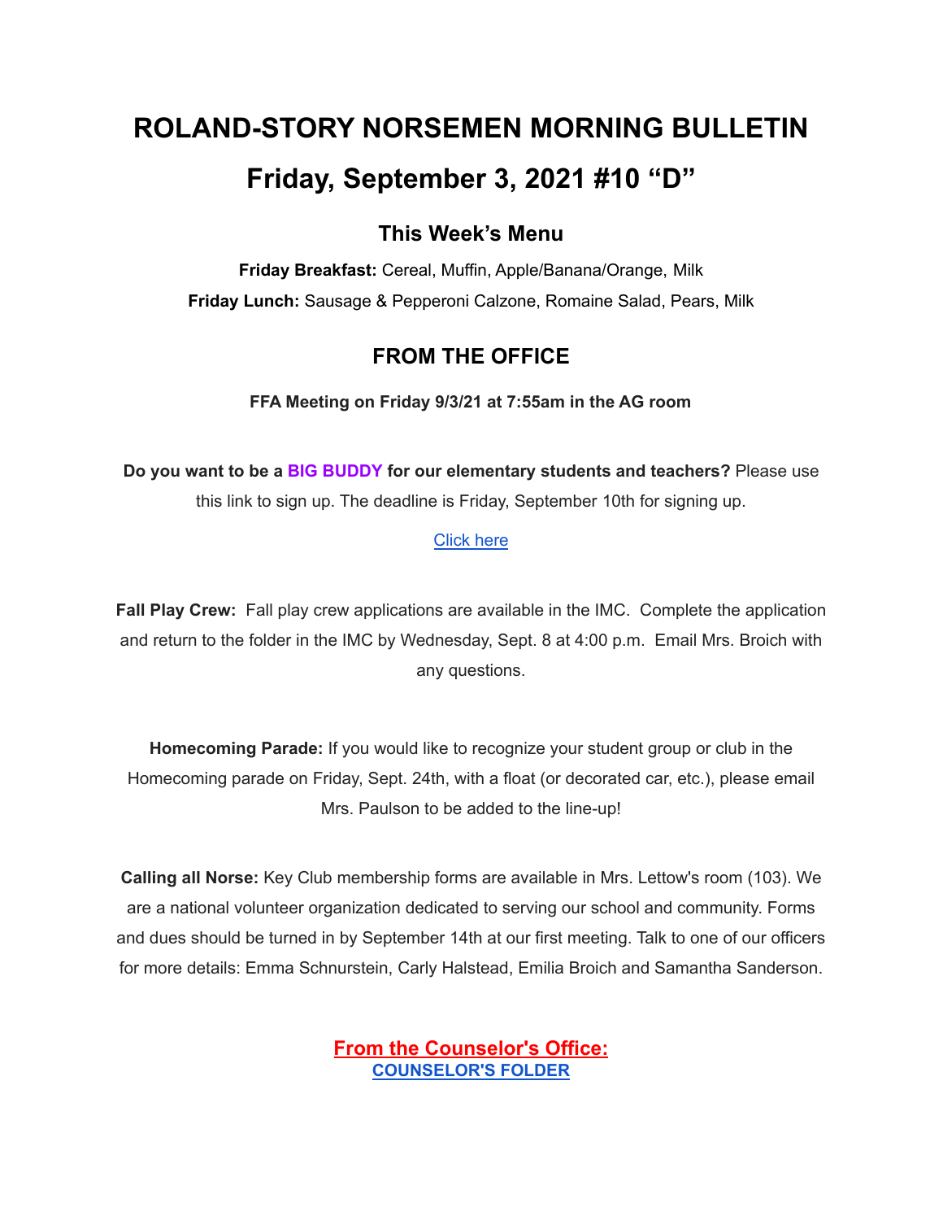# ROLAND-STORY NORSEMEN MORNING BULLETIN

# Friday, September 3, 2021 #10 “D”

### This Week’s Menu

**Friday Breakfast:** Cereal, Muffin, Apple/Banana/Orange, Milk

**Friday Lunch:** Sausage & Pepperoni Calzone, Romaine Salad, Pears, Milk

### FROM THE OFFICE

**FFA Meeting on Friday 9/3/21 at 7:55am in the AG room**

**Do you want to be a BIG BUDDY for our elementary students and teachers?** Please use this link to sign up. The deadline is Friday, September 10th for signing up.

Click here

**Fall Play Crew:** Fall play crew applications are available in the IMC. Complete the application and return to the folder in the IMC by Wednesday, Sept. 8 at 4:00 p.m. Email Mrs. Broich with any questions.

**Homecoming Parade:** If you would like to recognize your student group or club in the Homecoming parade on Friday, Sept. 24th, with a float (or decorated car, etc.), please email Mrs. Paulson to be added to the line-up!

**Calling all Norse:** Key Club membership forms are available in Mrs. Lettow's room (103). We are a national volunteer organization dedicated to serving our school and community. Forms and dues should be turned in by September 14th at our first meeting. Talk to one of our officers for more details: Emma Schnurstein, Carly Halstead, Emilia Broich and Samantha Sanderson.

### From the Counselor's Office:

**COUNSELOR'S FOLDER**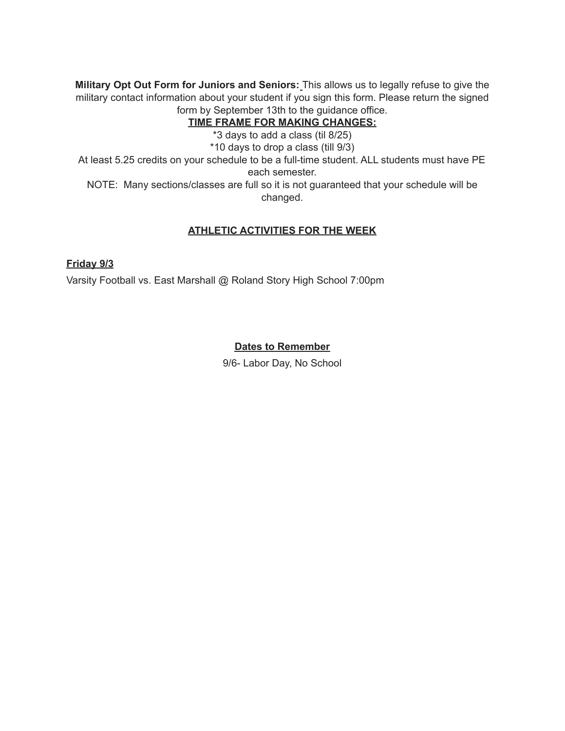**Military Opt Out Form for Juniors and Seniors:** This allows us to legally refuse to give the military contact information about your student if you sign this form. Please return the signed form by September 13th to the guidance office.

**TIME FRAME FOR MAKING CHANGES:**

*3 days to add a class (til 8/25)

*10 days to drop a class (till 9/3)

At least 5.25 credits on your schedule to be a full-time student. ALL students must have PE each semester.

NOTE: Many sections/classes are full so it is not guaranteed that your schedule will be changed.

## ATHLETIC ACTIVITIES FOR THE WEEK

**Friday 9/3**

Varsity Football vs. East Marshall @ Roland Story High School 7:00pm

## Dates to Remember

9/6- Labor Day, No School